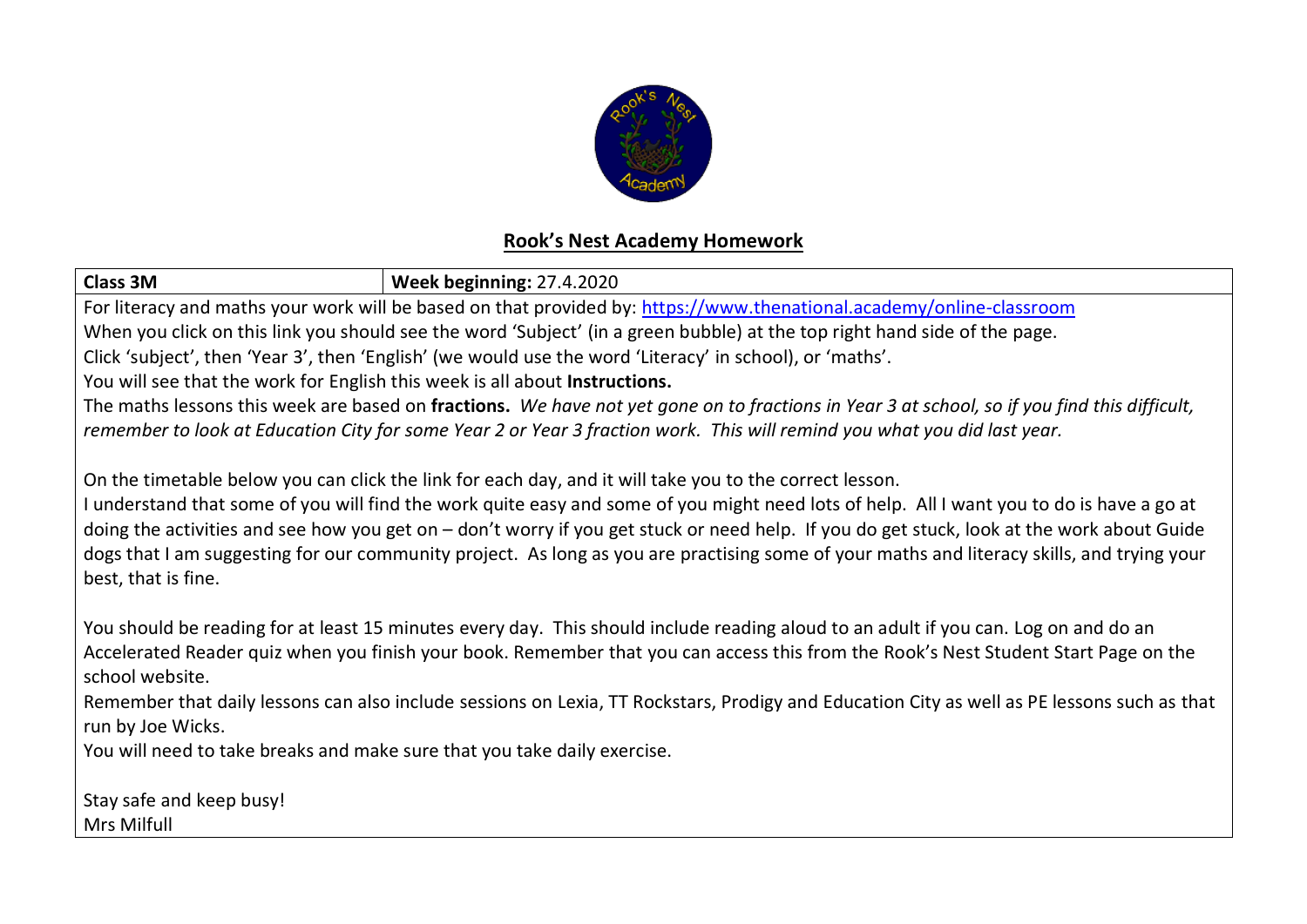## Rook's Nest Academy Homework

| **Class 3M** | **Week beginning:** 27.4.2020 |
|---|---|

For literacy and maths your work will be based on that provided by: https://www.thenational.academy/online-classroom

When you click on this link you should see the word 'Subject' (in a green bubble) at the top right hand side of the page.

Click 'subject', then 'Year 3', then 'English' (we would use the word 'Literacy' in school), or 'maths'.

You will see that the work for English this week is all about **Instructions.**

The maths lessons this week are based on **fractions.** *We have not yet gone on to fractions in Year 3 at school, so if you find this difficult, remember to look at Education City for some Year 2 or Year 3 fraction work. This will remind you what you did last year.*

On the timetable below you can click the link for each day, and it will take you to the correct lesson.

I understand that some of you will find the work quite easy and some of you might need lots of help. All I want you to do is have a go at doing the activities and see how you get on – don't worry if you get stuck or need help. If you do get stuck, look at the work about Guide dogs that I am suggesting for our community project. As long as you are practising some of your maths and literacy skills, and trying your best, that is fine.

You should be reading for at least 15 minutes every day. This should include reading aloud to an adult if you can. Log on and do an Accelerated Reader quiz when you finish your book. Remember that you can access this from the Rook's Nest Student Start Page on the school website.

Remember that daily lessons can also include sessions on Lexia, TT Rockstars, Prodigy and Education City as well as PE lessons such as that run by Joe Wicks.

You will need to take breaks and make sure that you take daily exercise.

Stay safe and keep busy!

Mrs Milfull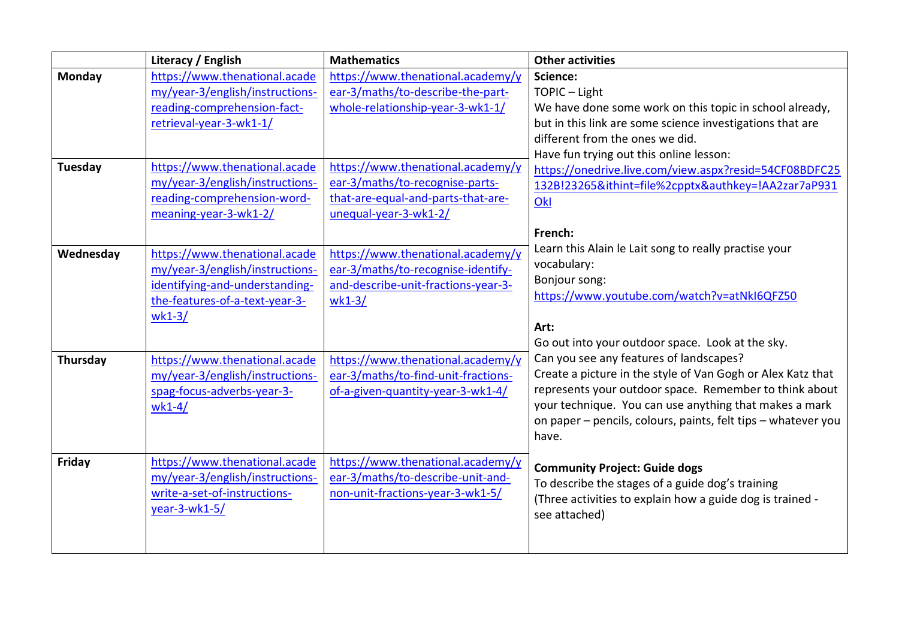| | Literacy / English | Mathematics | Other activities |
|---|---|---|---|
| **Monday** | https://www.thenational.academy/year-3/english/instructions-reading-comprehension-fact-retrieval-year-3-wk1-1/ | https://www.thenational.academy/year-3/maths/to-describe-the-part-whole-relationship-year-3-wk1-1/ | **Science:**<br>TOPIC – Light<br>We have done some work on this topic in school already, but in this link are some science investigations that are different from the ones we did.<br>Have fun trying out this online lesson:<br>https://onedrive.live.com/view.aspx?resid=54CF08BDFC25132B!23265&ithint=file%2cpptx&authkey=!AA2zar7aP931OkI<br><br>**French:**<br>Learn this Alain le Lait song to really practise your vocabulary:<br>Bonjour song:<br>https://www.youtube.com/watch?v=atNkI6QFZ50<br><br>**Art:**<br>Go out into your outdoor space. Look at the sky. Can you see any features of landscapes?<br>Create a picture in the style of Van Gogh or Alex Katz that represents your outdoor space. Remember to think about your technique. You can use anything that makes a mark on paper – pencils, colours, paints, felt tips – whatever you have.<br><br>**Community Project: Guide dogs**<br>To describe the stages of a guide dog's training<br>(Three activities to explain how a guide dog is trained - see attached) |
| **Tuesday** | https://www.thenational.academy/year-3/english/instructions-reading-comprehension-word-meaning-year-3-wk1-2/ | https://www.thenational.academy/year-3/maths/to-recognise-parts-that-are-equal-and-parts-that-are-unequal-year-3-wk1-2/ | |
| **Wednesday** | https://www.thenational.academy/year-3/english/instructions-identifying-and-understanding-the-features-of-a-text-year-3-wk1-3/ | https://www.thenational.academy/year-3/maths/to-recognise-identify-and-describe-unit-fractions-year-3-wk1-3/ | |
| **Thursday** | https://www.thenational.academy/year-3/english/instructions-spag-focus-adverbs-year-3-wk1-4/ | https://www.thenational.academy/year-3/maths/to-find-unit-fractions-of-a-given-quantity-year-3-wk1-4/ | |
| **Friday** | https://www.thenational.academy/year-3/english/instructions-write-a-set-of-instructions-year-3-wk1-5/ | https://www.thenational.academy/year-3/maths/to-describe-unit-and-non-unit-fractions-year-3-wk1-5/ | |